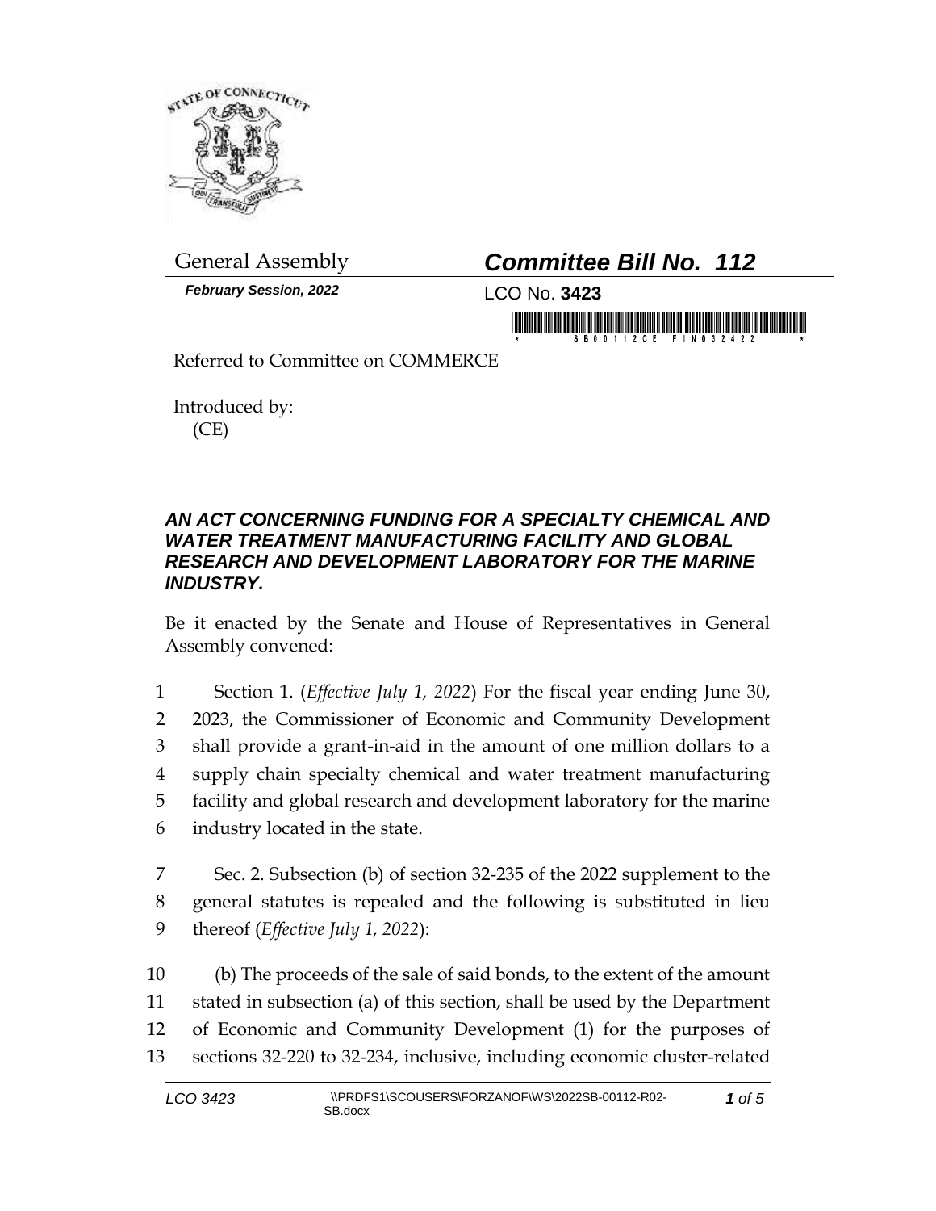General Assembly

# *Committee Bill No. 112*

***February Session, 2022***

LCO No. **3423**

Referred to Committee on COMMERCE

Introduced by:
(CE)

### *AN ACT CONCERNING FUNDING FOR A SPECIALTY CHEMICAL AND WATER TREATMENT MANUFACTURING FACILITY AND GLOBAL RESEARCH AND DEVELOPMENT LABORATORY FOR THE MARINE INDUSTRY.*

Be it enacted by the Senate and House of Representatives in General Assembly convened:

1 Section 1. (*Effective July 1, 2022*) For the fiscal year ending June 30,
2 2023, the Commissioner of Economic and Community Development
3 shall provide a grant-in-aid in the amount of one million dollars to a
4 supply chain specialty chemical and water treatment manufacturing
5 facility and global research and development laboratory for the marine
6 industry located in the state.

7 Sec. 2. Subsection (b) of section 32-235 of the 2022 supplement to the
8 general statutes is repealed and the following is substituted in lieu
9 thereof (*Effective July 1, 2022*):

10 (b) The proceeds of the sale of said bonds, to the extent of the amount
11 stated in subsection (a) of this section, shall be used by the Department
12 of Economic and Community Development (1) for the purposes of
13 sections 32-220 to 32-234, inclusive, including economic cluster-related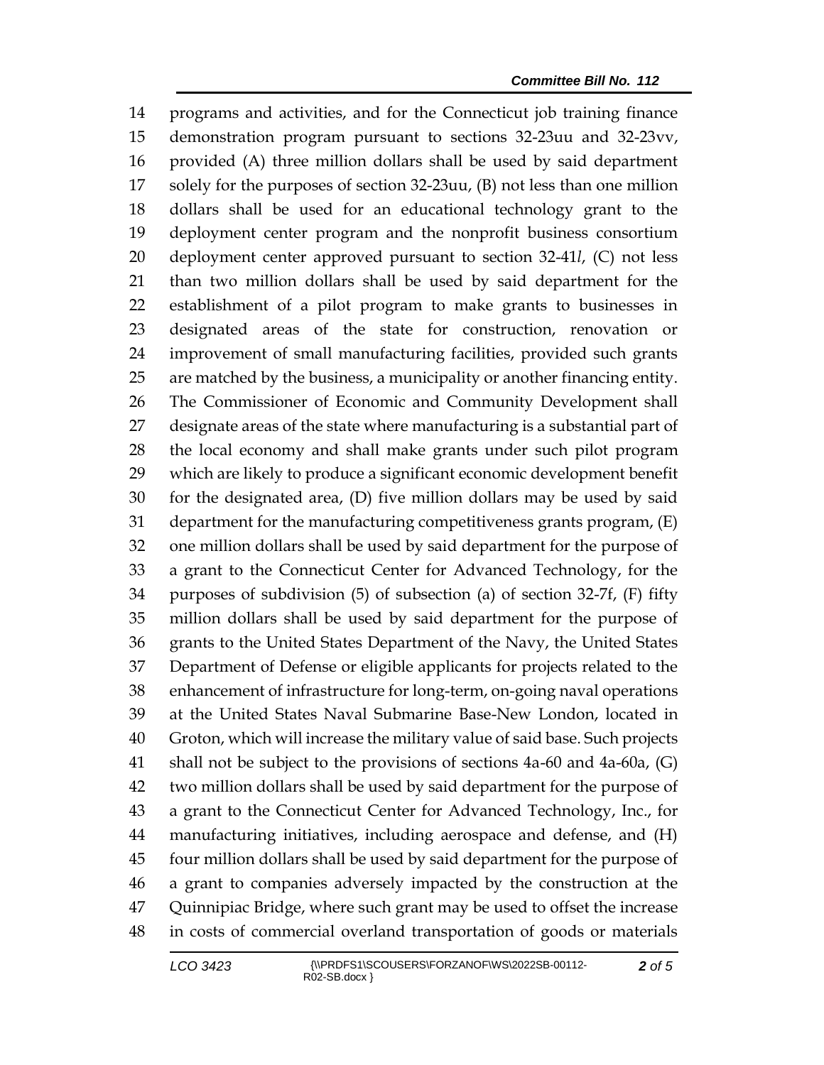programs and activities, and for the Connecticut job training finance demonstration program pursuant to sections 32-23uu and 32-23vv, provided (A) three million dollars shall be used by said department solely for the purposes of section 32-23uu, (B) not less than one million dollars shall be used for an educational technology grant to the deployment center program and the nonprofit business consortium deployment center approved pursuant to section 32-41*l*, (C) not less than two million dollars shall be used by said department for the establishment of a pilot program to make grants to businesses in designated areas of the state for construction, renovation or improvement of small manufacturing facilities, provided such grants are matched by the business, a municipality or another financing entity. The Commissioner of Economic and Community Development shall designate areas of the state where manufacturing is a substantial part of the local economy and shall make grants under such pilot program which are likely to produce a significant economic development benefit for the designated area, (D) five million dollars may be used by said department for the manufacturing competitiveness grants program, (E) one million dollars shall be used by said department for the purpose of a grant to the Connecticut Center for Advanced Technology, for the purposes of subdivision (5) of subsection (a) of section 32-7f, (F) fifty million dollars shall be used by said department for the purpose of grants to the United States Department of the Navy, the United States Department of Defense or eligible applicants for projects related to the enhancement of infrastructure for long-term, on-going naval operations at the United States Naval Submarine Base-New London, located in Groton, which will increase the military value of said base. Such projects shall not be subject to the provisions of sections 4a-60 and 4a-60a, (G) two million dollars shall be used by said department for the purpose of a grant to the Connecticut Center for Advanced Technology, Inc., for manufacturing initiatives, including aerospace and defense, and (H) four million dollars shall be used by said department for the purpose of a grant to companies adversely impacted by the construction at the Quinnipiac Bridge, where such grant may be used to offset the increase in costs of commercial overland transportation of goods or materials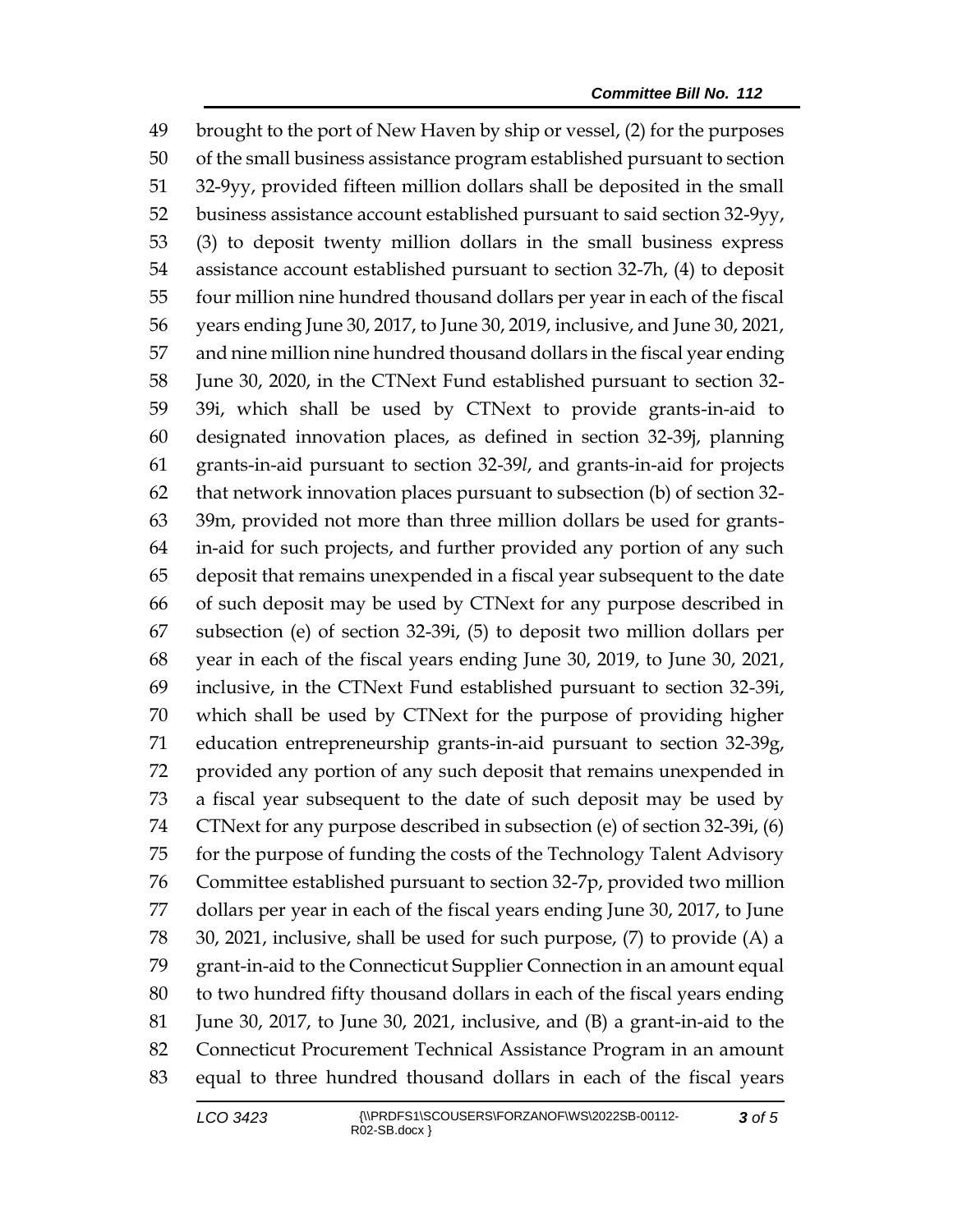brought to the port of New Haven by ship or vessel, (2) for the purposes of the small business assistance program established pursuant to section 32-9yy, provided fifteen million dollars shall be deposited in the small business assistance account established pursuant to said section 32-9yy, (3) to deposit twenty million dollars in the small business express assistance account established pursuant to section 32-7h, (4) to deposit four million nine hundred thousand dollars per year in each of the fiscal years ending June 30, 2017, to June 30, 2019, inclusive, and June 30, 2021, and nine million nine hundred thousand dollars in the fiscal year ending June 30, 2020, in the CTNext Fund established pursuant to section 32-39i, which shall be used by CTNext to provide grants-in-aid to designated innovation places, as defined in section 32-39j, planning grants-in-aid pursuant to section 32-39*l*, and grants-in-aid for projects that network innovation places pursuant to subsection (b) of section 32-39m, provided not more than three million dollars be used for grants-in-aid for such projects, and further provided any portion of any such deposit that remains unexpended in a fiscal year subsequent to the date of such deposit may be used by CTNext for any purpose described in subsection (e) of section 32-39i, (5) to deposit two million dollars per year in each of the fiscal years ending June 30, 2019, to June 30, 2021, inclusive, in the CTNext Fund established pursuant to section 32-39i, which shall be used by CTNext for the purpose of providing higher education entrepreneurship grants-in-aid pursuant to section 32-39g, provided any portion of any such deposit that remains unexpended in a fiscal year subsequent to the date of such deposit may be used by CTNext for any purpose described in subsection (e) of section 32-39i, (6) for the purpose of funding the costs of the Technology Talent Advisory Committee established pursuant to section 32-7p, provided two million dollars per year in each of the fiscal years ending June 30, 2017, to June 30, 2021, inclusive, shall be used for such purpose, (7) to provide (A) a grant-in-aid to the Connecticut Supplier Connection in an amount equal to two hundred fifty thousand dollars in each of the fiscal years ending June 30, 2017, to June 30, 2021, inclusive, and (B) a grant-in-aid to the Connecticut Procurement Technical Assistance Program in an amount equal to three hundred thousand dollars in each of the fiscal years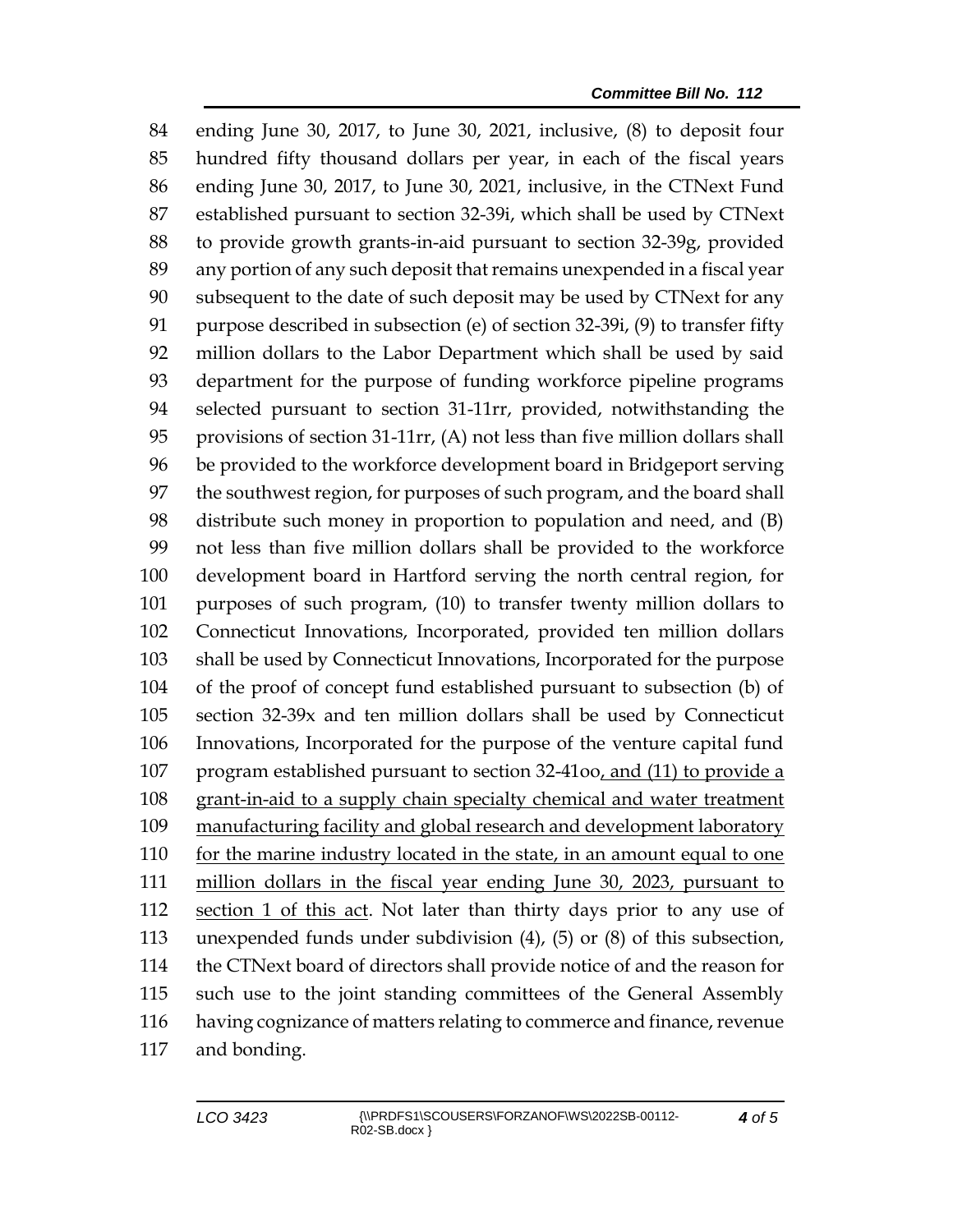ending June 30, 2017, to June 30, 2021, inclusive, (8) to deposit four hundred fifty thousand dollars per year, in each of the fiscal years ending June 30, 2017, to June 30, 2021, inclusive, in the CTNext Fund established pursuant to section 32-39i, which shall be used by CTNext to provide growth grants-in-aid pursuant to section 32-39g, provided any portion of any such deposit that remains unexpended in a fiscal year subsequent to the date of such deposit may be used by CTNext for any purpose described in subsection (e) of section 32-39i, (9) to transfer fifty million dollars to the Labor Department which shall be used by said department for the purpose of funding workforce pipeline programs selected pursuant to section 31-11rr, provided, notwithstanding the provisions of section 31-11rr, (A) not less than five million dollars shall be provided to the workforce development board in Bridgeport serving the southwest region, for purposes of such program, and the board shall distribute such money in proportion to population and need, and (B) not less than five million dollars shall be provided to the workforce development board in Hartford serving the north central region, for purposes of such program, (10) to transfer twenty million dollars to Connecticut Innovations, Incorporated, provided ten million dollars shall be used by Connecticut Innovations, Incorporated for the purpose of the proof of concept fund established pursuant to subsection (b) of section 32-39x and ten million dollars shall be used by Connecticut Innovations, Incorporated for the purpose of the venture capital fund program established pursuant to section 32-41oo<u>, and (11) to provide a grant-in-aid to a supply chain specialty chemical and water treatment manufacturing facility and global research and development laboratory for the marine industry located in the state, in an amount equal to one million dollars in the fiscal year ending June 30, 2023, pursuant to section 1 of this act</u>. Not later than thirty days prior to any use of unexpended funds under subdivision (4), (5) or (8) of this subsection, the CTNext board of directors shall provide notice of and the reason for such use to the joint standing committees of the General Assembly having cognizance of matters relating to commerce and finance, revenue and bonding.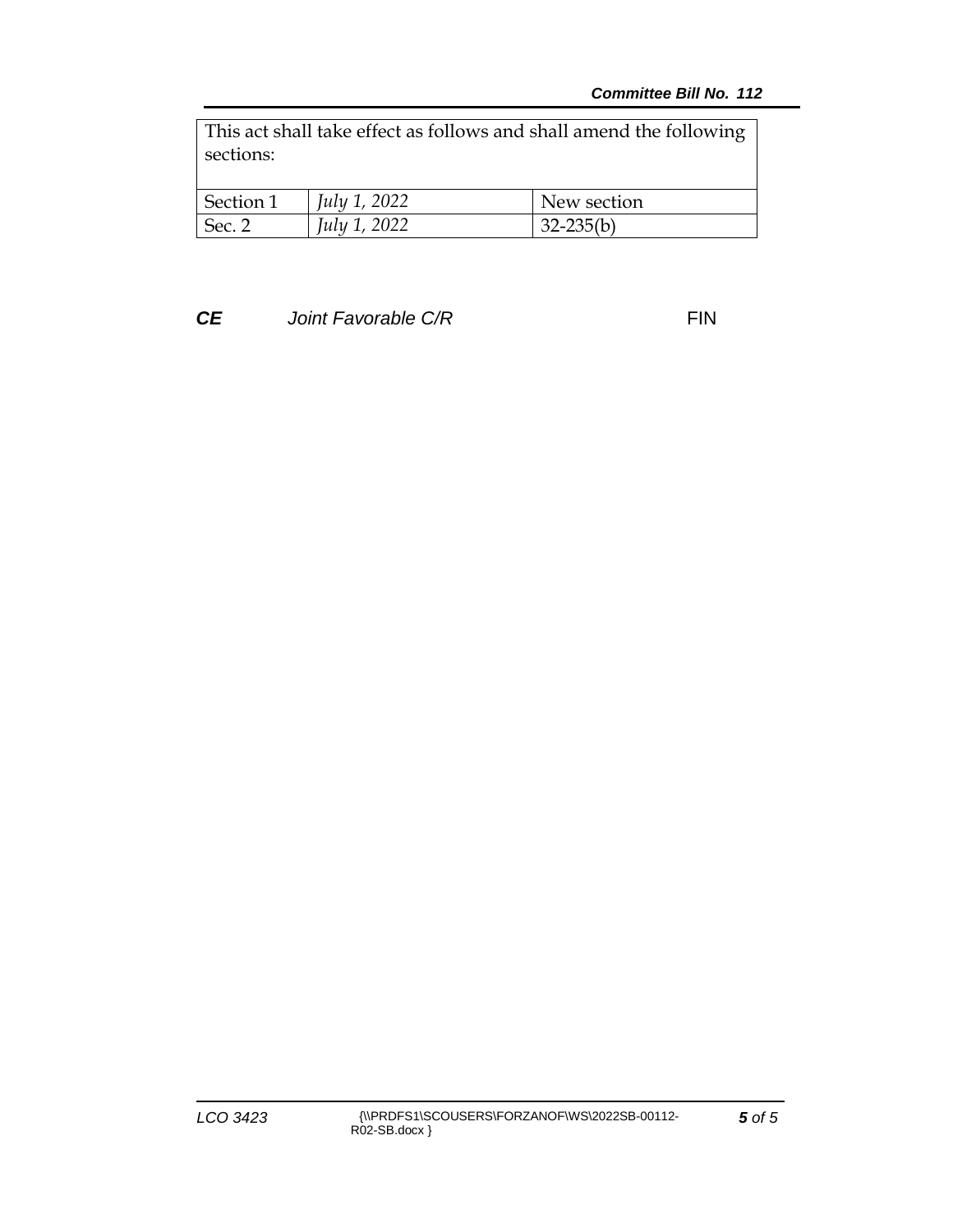This act shall take effect as follows and shall amend the following sections:

| | | |
|---|---|---|
| Section 1 | *July 1, 2022* | New section |
| Sec. 2 | *July 1, 2022* | 32-235(b) |

***CE*** *Joint Favorable C/R* FIN